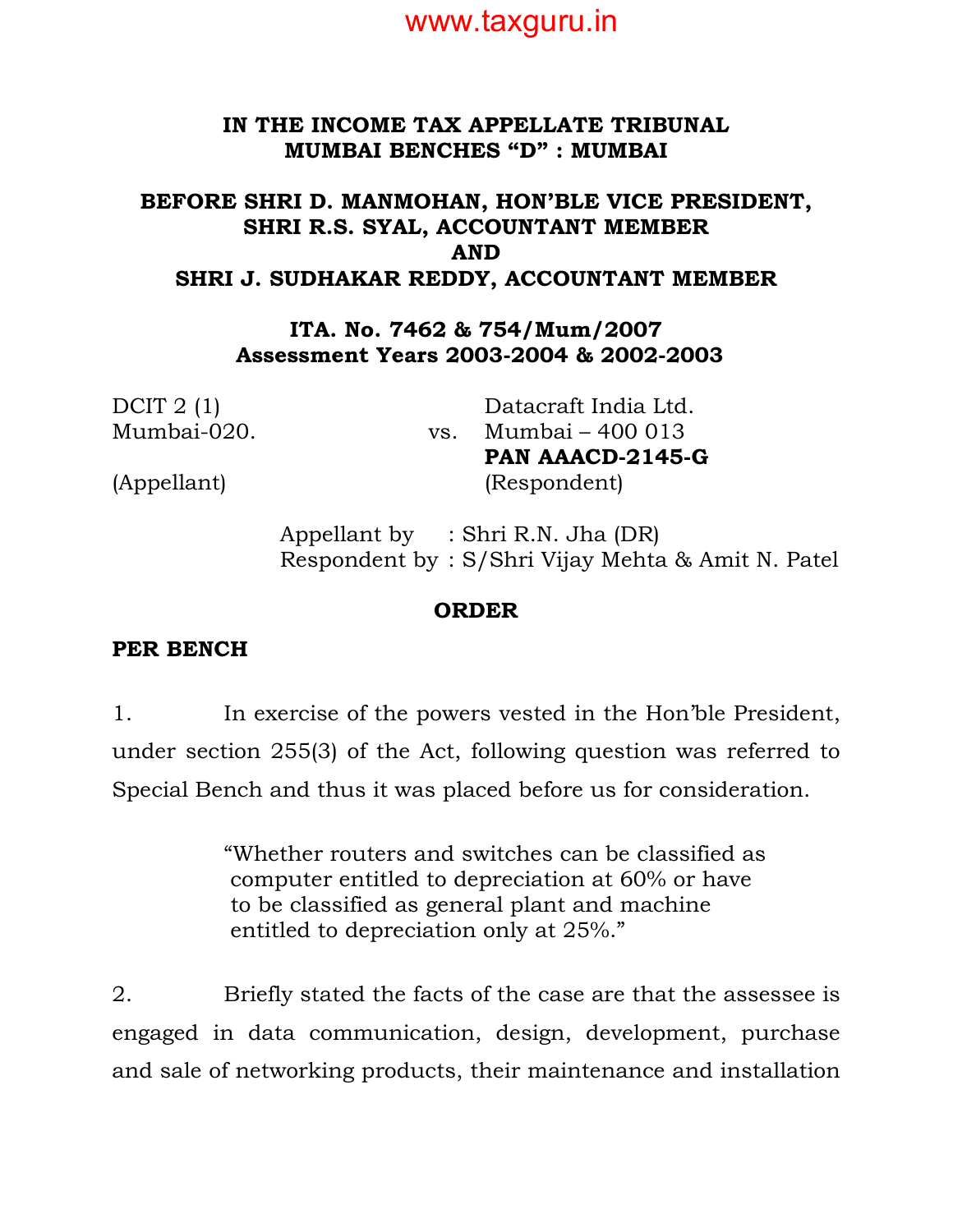# IN THE INCOME TAX APPELLATE TRIBUNAL
## MUMBAI BENCHES "D" : MUMBAI

**BEFORE SHRI D. MANMOHAN, HON'BLE VICE PRESIDENT,**
**SHRI R.S. SYAL, ACCOUNTANT MEMBER**
**AND**
**SHRI J. SUDHAKAR REDDY, ACCOUNTANT MEMBER**

**ITA. No. 7462 & 754/Mum/2007**
**Assessment Years 2003-2004 & 2002-2003**

| | | |
|---|---|---|
| DCIT 2 (1) | | Datacraft India Ltd. |
| Mumbai-020. | vs. | Mumbai – 400 013 |
| | | **PAN AAACD-2145-G** |
| (Appellant) | | (Respondent) |

Appellant by : Shri R.N. Jha (DR)
Respondent by : S/Shri Vijay Mehta & Amit N. Patel

## ORDER

**PER BENCH**

1. In exercise of the powers vested in the Hon'ble President, under section 255(3) of the Act, following question was referred to Special Bench and thus it was placed before us for consideration.

> "Whether routers and switches can be classified as computer entitled to depreciation at 60% or have to be classified as general plant and machine entitled to depreciation only at 25%."

2. Briefly stated the facts of the case are that the assessee is engaged in data communication, design, development, purchase and sale of networking products, their maintenance and installation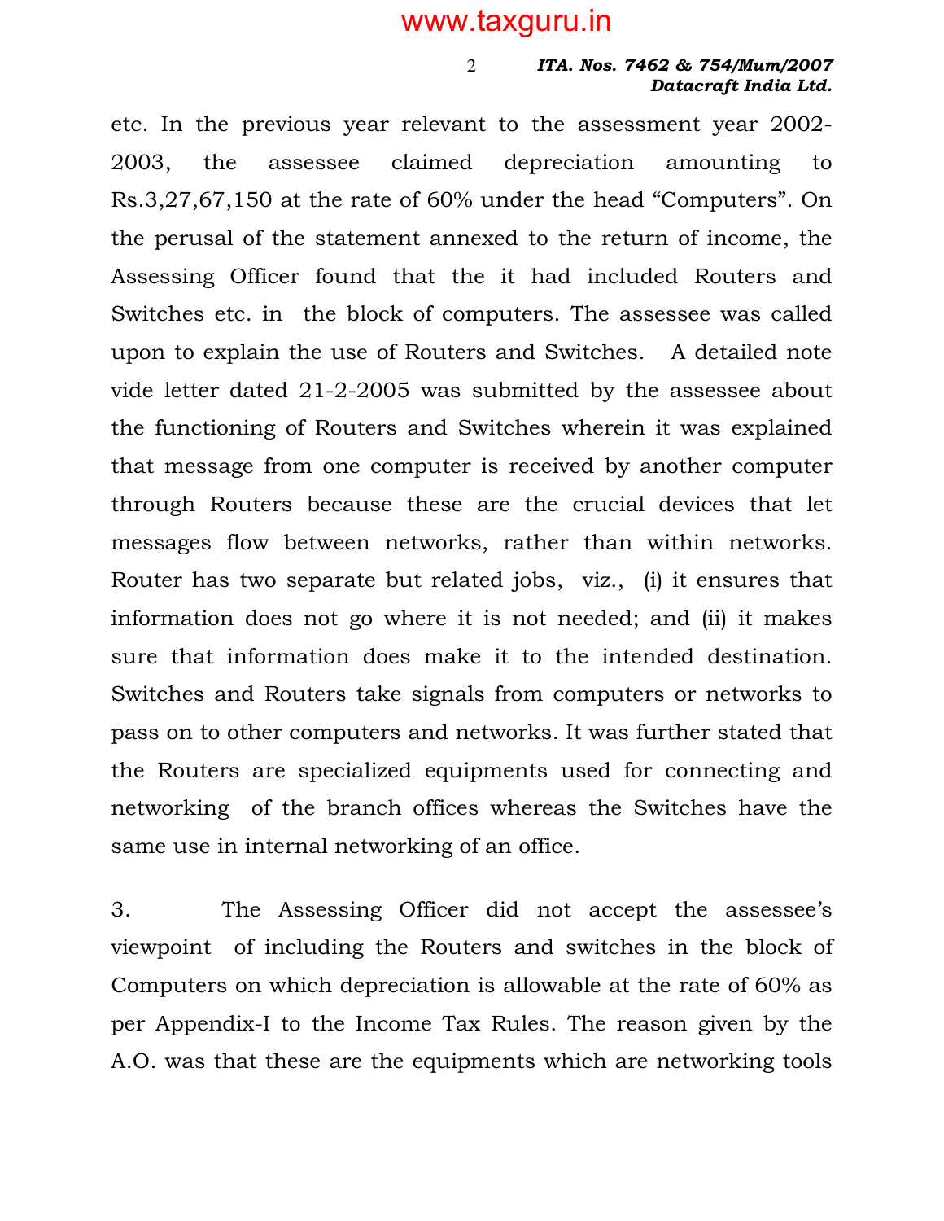etc. In the previous year relevant to the assessment year 2002-2003, the assessee claimed depreciation amounting to Rs.3,27,67,150 at the rate of 60% under the head "Computers". On the perusal of the statement annexed to the return of income, the Assessing Officer found that the it had included Routers and Switches etc. in the block of computers. The assessee was called upon to explain the use of Routers and Switches. A detailed note vide letter dated 21-2-2005 was submitted by the assessee about the functioning of Routers and Switches wherein it was explained that message from one computer is received by another computer through Routers because these are the crucial devices that let messages flow between networks, rather than within networks. Router has two separate but related jobs, viz., (i) it ensures that information does not go where it is not needed; and (ii) it makes sure that information does make it to the intended destination. Switches and Routers take signals from computers or networks to pass on to other computers and networks. It was further stated that the Routers are specialized equipments used for connecting and networking of the branch offices whereas the Switches have the same use in internal networking of an office.

3. The Assessing Officer did not accept the assessee's viewpoint of including the Routers and switches in the block of Computers on which depreciation is allowable at the rate of 60% as per Appendix-I to the Income Tax Rules. The reason given by the A.O. was that these are the equipments which are networking tools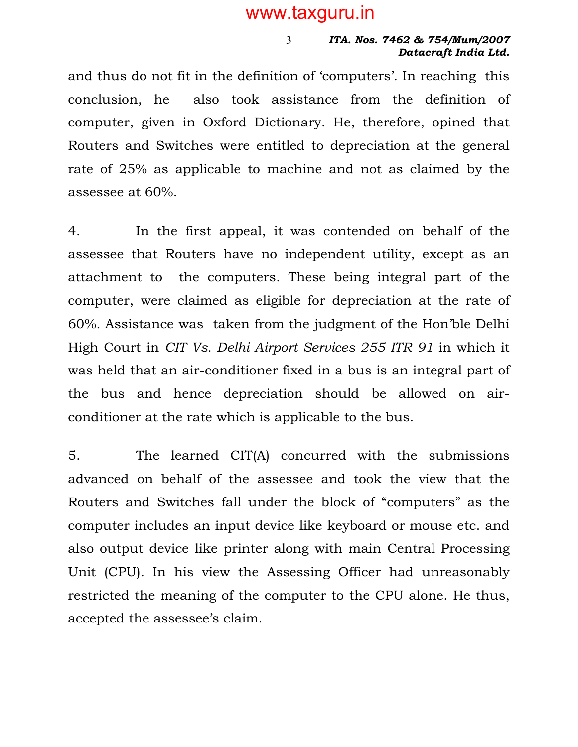and thus do not fit in the definition of 'computers'. In reaching this conclusion, he also took assistance from the definition of computer, given in Oxford Dictionary. He, therefore, opined that Routers and Switches were entitled to depreciation at the general rate of 25% as applicable to machine and not as claimed by the assessee at 60%.

4. In the first appeal, it was contended on behalf of the assessee that Routers have no independent utility, except as an attachment to the computers. These being integral part of the computer, were claimed as eligible for depreciation at the rate of 60%. Assistance was taken from the judgment of the Hon'ble Delhi High Court in *CIT Vs. Delhi Airport Services 255 ITR 91* in which it was held that an air-conditioner fixed in a bus is an integral part of the bus and hence depreciation should be allowed on air-conditioner at the rate which is applicable to the bus.

5. The learned CIT(A) concurred with the submissions advanced on behalf of the assessee and took the view that the Routers and Switches fall under the block of "computers" as the computer includes an input device like keyboard or mouse etc. and also output device like printer along with main Central Processing Unit (CPU). In his view the Assessing Officer had unreasonably restricted the meaning of the computer to the CPU alone. He thus, accepted the assessee's claim.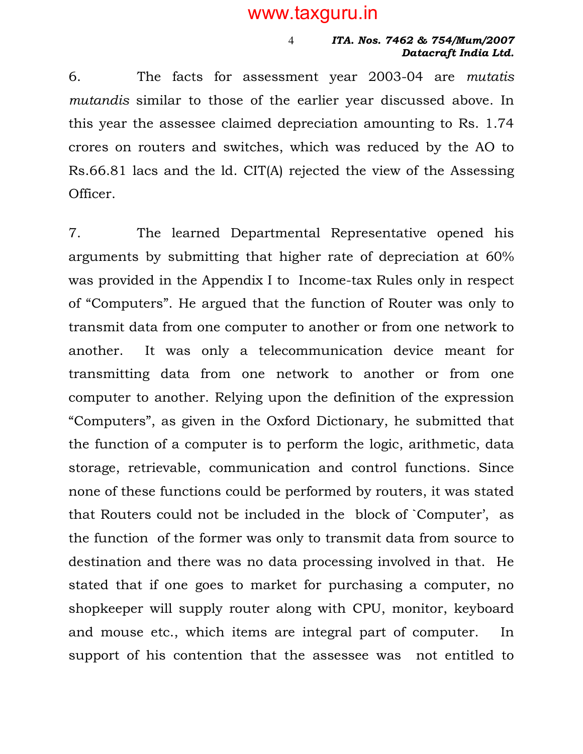6. The facts for assessment year 2003-04 are *mutatis mutandis* similar to those of the earlier year discussed above. In this year the assessee claimed depreciation amounting to Rs. 1.74 crores on routers and switches, which was reduced by the AO to Rs.66.81 lacs and the ld. CIT(A) rejected the view of the Assessing Officer.

7. The learned Departmental Representative opened his arguments by submitting that higher rate of depreciation at 60% was provided in the Appendix I to Income-tax Rules only in respect of "Computers". He argued that the function of Router was only to transmit data from one computer to another or from one network to another. It was only a telecommunication device meant for transmitting data from one network to another or from one computer to another. Relying upon the definition of the expression "Computers", as given in the Oxford Dictionary, he submitted that the function of a computer is to perform the logic, arithmetic, data storage, retrievable, communication and control functions. Since none of these functions could be performed by routers, it was stated that Routers could not be included in the block of `Computer', as the function of the former was only to transmit data from source to destination and there was no data processing involved in that. He stated that if one goes to market for purchasing a computer, no shopkeeper will supply router along with CPU, monitor, keyboard and mouse etc., which items are integral part of computer. In support of his contention that the assessee was not entitled to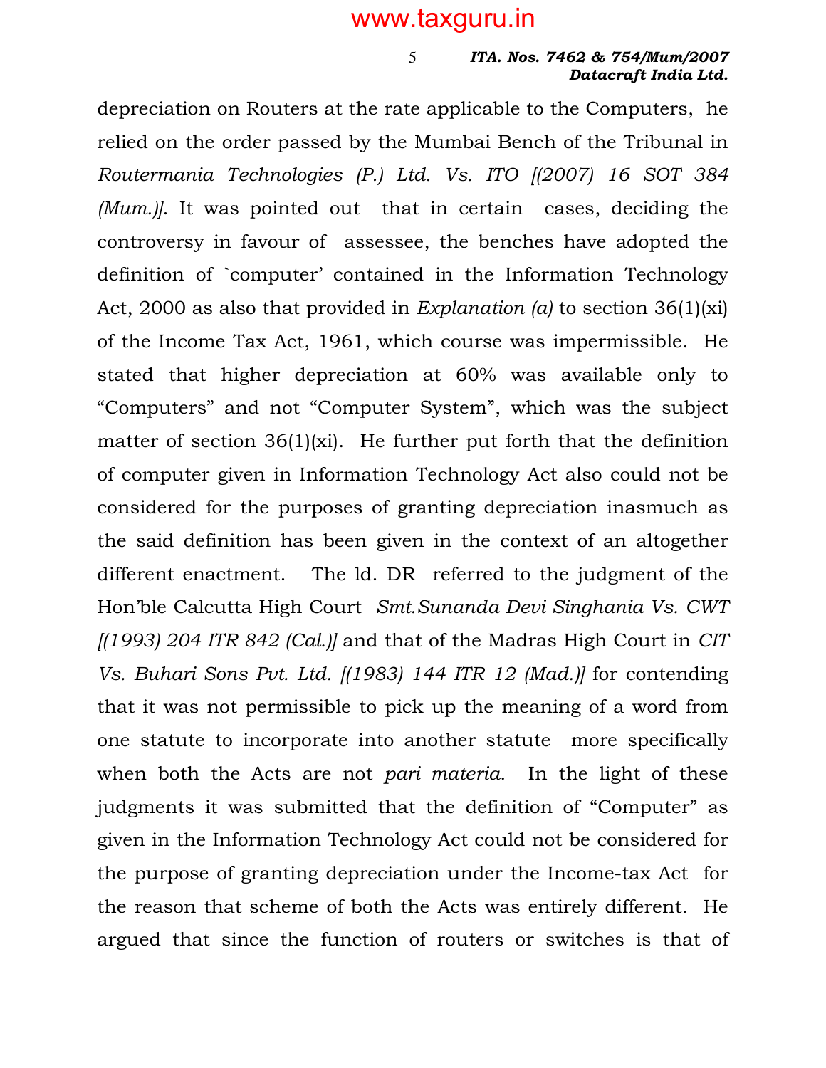depreciation on Routers at the rate applicable to the Computers, he relied on the order passed by the Mumbai Bench of the Tribunal in *Routermania Technologies (P.) Ltd. Vs. ITO [(2007) 16 SOT 384 (Mum.)]*. It was pointed out that in certain cases, deciding the controversy in favour of assessee, the benches have adopted the definition of `computer' contained in the Information Technology Act, 2000 as also that provided in *Explanation (a)* to section 36(1)(xi) of the Income Tax Act, 1961, which course was impermissible. He stated that higher depreciation at 60% was available only to "Computers" and not "Computer System", which was the subject matter of section 36(1)(xi). He further put forth that the definition of computer given in Information Technology Act also could not be considered for the purposes of granting depreciation inasmuch as the said definition has been given in the context of an altogether different enactment. The ld. DR referred to the judgment of the Hon'ble Calcutta High Court *Smt.Sunanda Devi Singhania Vs. CWT [(1993) 204 ITR 842 (Cal.)]* and that of the Madras High Court in *CIT Vs. Buhari Sons Pvt. Ltd. [(1983) 144 ITR 12 (Mad.)]* for contending that it was not permissible to pick up the meaning of a word from one statute to incorporate into another statute more specifically when both the Acts are not *pari materia*. In the light of these judgments it was submitted that the definition of "Computer" as given in the Information Technology Act could not be considered for the purpose of granting depreciation under the Income-tax Act for the reason that scheme of both the Acts was entirely different. He argued that since the function of routers or switches is that of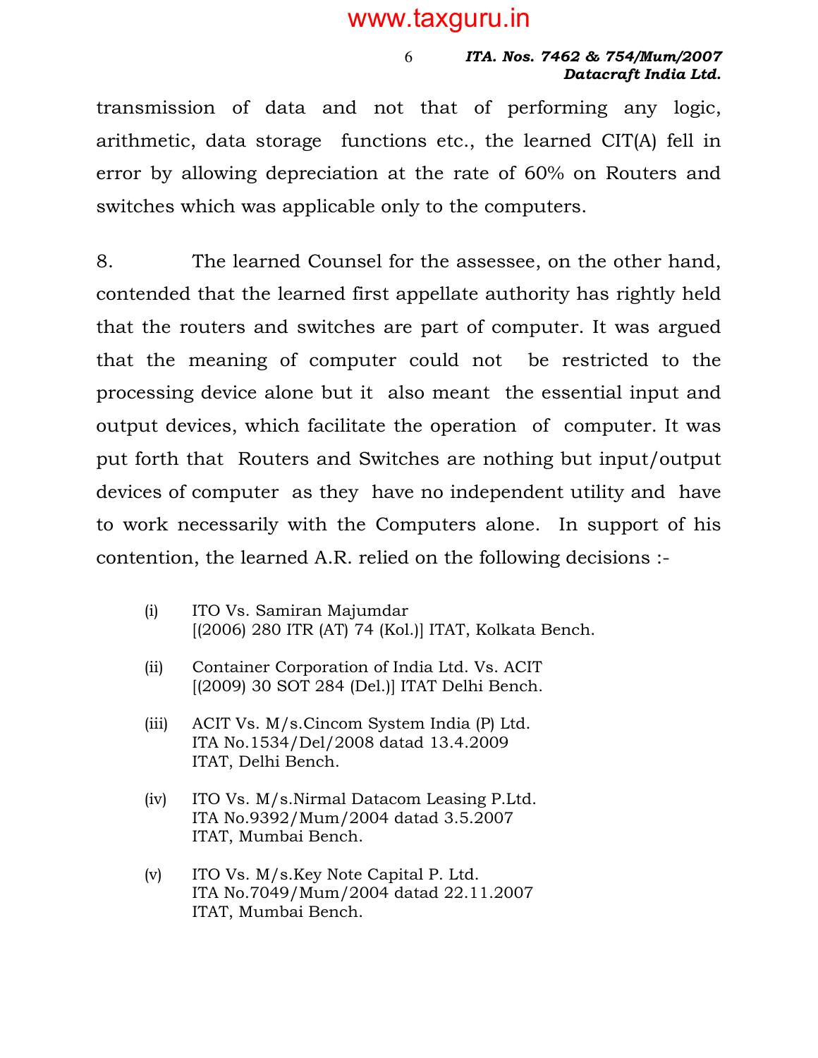transmission of data and not that of performing any logic, arithmetic, data storage functions etc., the learned CIT(A) fell in error by allowing depreciation at the rate of 60% on Routers and switches which was applicable only to the computers.

8. The learned Counsel for the assessee, on the other hand, contended that the learned first appellate authority has rightly held that the routers and switches are part of computer. It was argued that the meaning of computer could not be restricted to the processing device alone but it also meant the essential input and output devices, which facilitate the operation of computer. It was put forth that Routers and Switches are nothing but input/output devices of computer as they have no independent utility and have to work necessarily with the Computers alone. In support of his contention, the learned A.R. relied on the following decisions :-

(i) ITO Vs. Samiran Majumdar
[(2006) 280 ITR (AT) 74 (Kol.)] ITAT, Kolkata Bench.

(ii) Container Corporation of India Ltd. Vs. ACIT
[(2009) 30 SOT 284 (Del.)] ITAT Delhi Bench.

(iii) ACIT Vs. M/s.Cincom System India (P) Ltd.
ITA No.1534/Del/2008 datad 13.4.2009
ITAT, Delhi Bench.

(iv) ITO Vs. M/s.Nirmal Datacom Leasing P.Ltd.
ITA No.9392/Mum/2004 datad 3.5.2007
ITAT, Mumbai Bench.

(v) ITO Vs. M/s.Key Note Capital P. Ltd.
ITA No.7049/Mum/2004 datad 22.11.2007
ITAT, Mumbai Bench.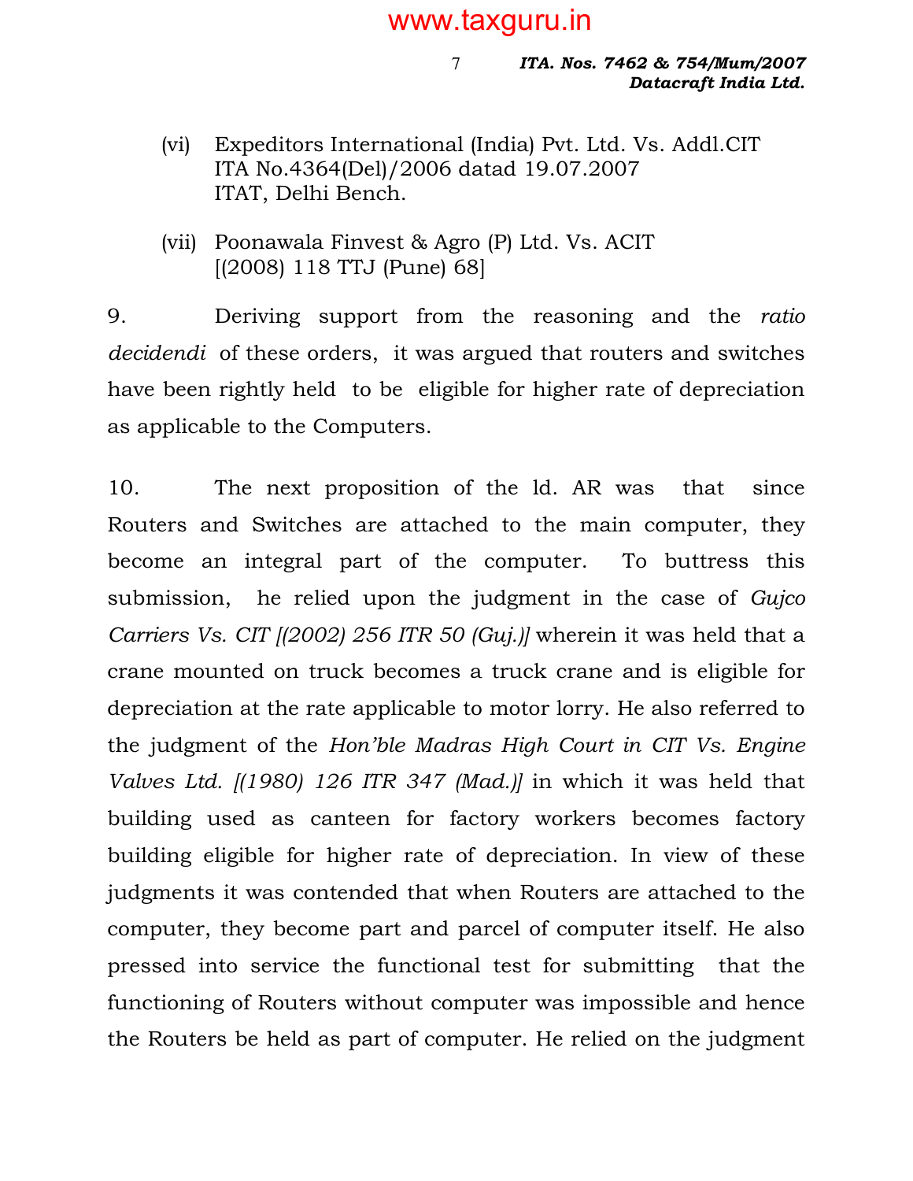(vi) Expeditors International (India) Pvt. Ltd. Vs. Addl.CIT ITA No.4364(Del)/2006 datad 19.07.2007 ITAT, Delhi Bench.

(vii) Poonawala Finvest & Agro (P) Ltd. Vs. ACIT [(2008) 118 TTJ (Pune) 68]

9. Deriving support from the reasoning and the *ratio decidendi* of these orders, it was argued that routers and switches have been rightly held to be eligible for higher rate of depreciation as applicable to the Computers.

10. The next proposition of the ld. AR was that since Routers and Switches are attached to the main computer, they become an integral part of the computer. To buttress this submission, he relied upon the judgment in the case of *Gujco Carriers Vs. CIT [(2002) 256 ITR 50 (Guj.)]* wherein it was held that a crane mounted on truck becomes a truck crane and is eligible for depreciation at the rate applicable to motor lorry. He also referred to the judgment of the *Hon'ble Madras High Court in CIT Vs. Engine Valves Ltd. [(1980) 126 ITR 347 (Mad.)]* in which it was held that building used as canteen for factory workers becomes factory building eligible for higher rate of depreciation. In view of these judgments it was contended that when Routers are attached to the computer, they become part and parcel of computer itself. He also pressed into service the functional test for submitting that the functioning of Routers without computer was impossible and hence the Routers be held as part of computer. He relied on the judgment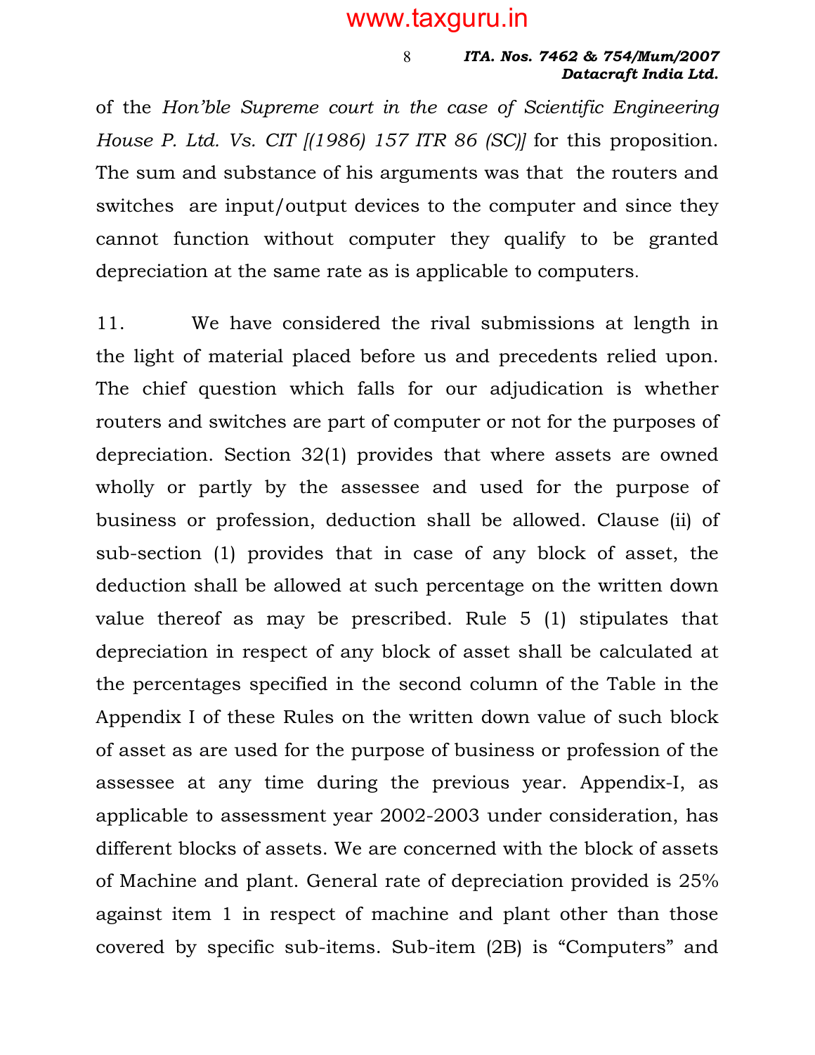of the *Hon'ble Supreme court in the case of Scientific Engineering House P. Ltd. Vs. CIT [(1986) 157 ITR 86 (SC)]* for this proposition. The sum and substance of his arguments was that the routers and switches are input/output devices to the computer and since they cannot function without computer they qualify to be granted depreciation at the same rate as is applicable to computers.

11. We have considered the rival submissions at length in the light of material placed before us and precedents relied upon. The chief question which falls for our adjudication is whether routers and switches are part of computer or not for the purposes of depreciation. Section 32(1) provides that where assets are owned wholly or partly by the assessee and used for the purpose of business or profession, deduction shall be allowed. Clause (ii) of sub-section (1) provides that in case of any block of asset, the deduction shall be allowed at such percentage on the written down value thereof as may be prescribed. Rule 5 (1) stipulates that depreciation in respect of any block of asset shall be calculated at the percentages specified in the second column of the Table in the Appendix I of these Rules on the written down value of such block of asset as are used for the purpose of business or profession of the assessee at any time during the previous year. Appendix-I, as applicable to assessment year 2002-2003 under consideration, has different blocks of assets. We are concerned with the block of assets of Machine and plant. General rate of depreciation provided is 25% against item 1 in respect of machine and plant other than those covered by specific sub-items. Sub-item (2B) is "Computers" and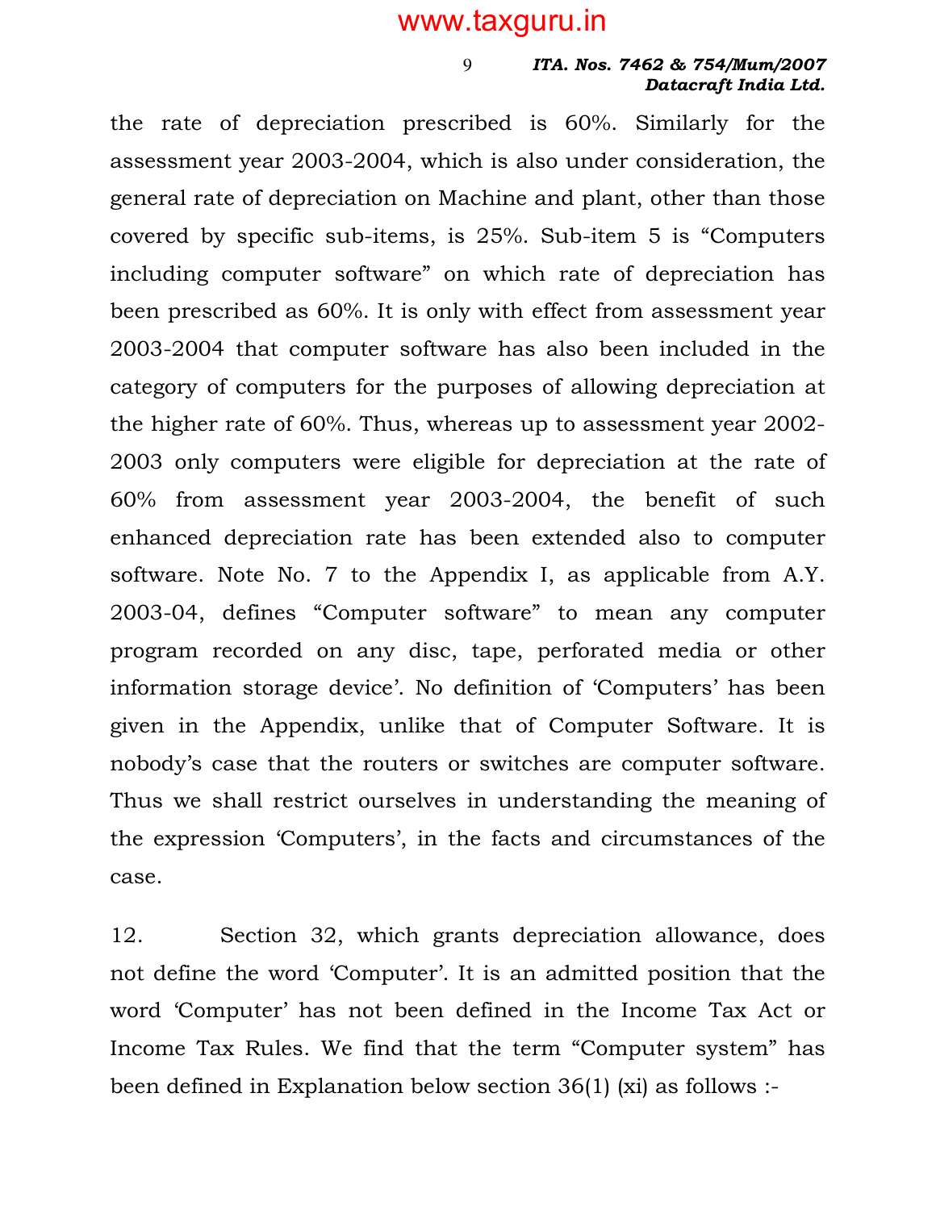the rate of depreciation prescribed is 60%. Similarly for the assessment year 2003-2004, which is also under consideration, the general rate of depreciation on Machine and plant, other than those covered by specific sub-items, is 25%. Sub-item 5 is "Computers including computer software" on which rate of depreciation has been prescribed as 60%. It is only with effect from assessment year 2003-2004 that computer software has also been included in the category of computers for the purposes of allowing depreciation at the higher rate of 60%. Thus, whereas up to assessment year 2002-2003 only computers were eligible for depreciation at the rate of 60% from assessment year 2003-2004, the benefit of such enhanced depreciation rate has been extended also to computer software. Note No. 7 to the Appendix I, as applicable from A.Y. 2003-04, defines "Computer software" to mean any computer program recorded on any disc, tape, perforated media or other information storage device'. No definition of 'Computers' has been given in the Appendix, unlike that of Computer Software. It is nobody's case that the routers or switches are computer software. Thus we shall restrict ourselves in understanding the meaning of the expression 'Computers', in the facts and circumstances of the case.

12. Section 32, which grants depreciation allowance, does not define the word 'Computer'. It is an admitted position that the word 'Computer' has not been defined in the Income Tax Act or Income Tax Rules. We find that the term "Computer system" has been defined in Explanation below section 36(1) (xi) as follows :-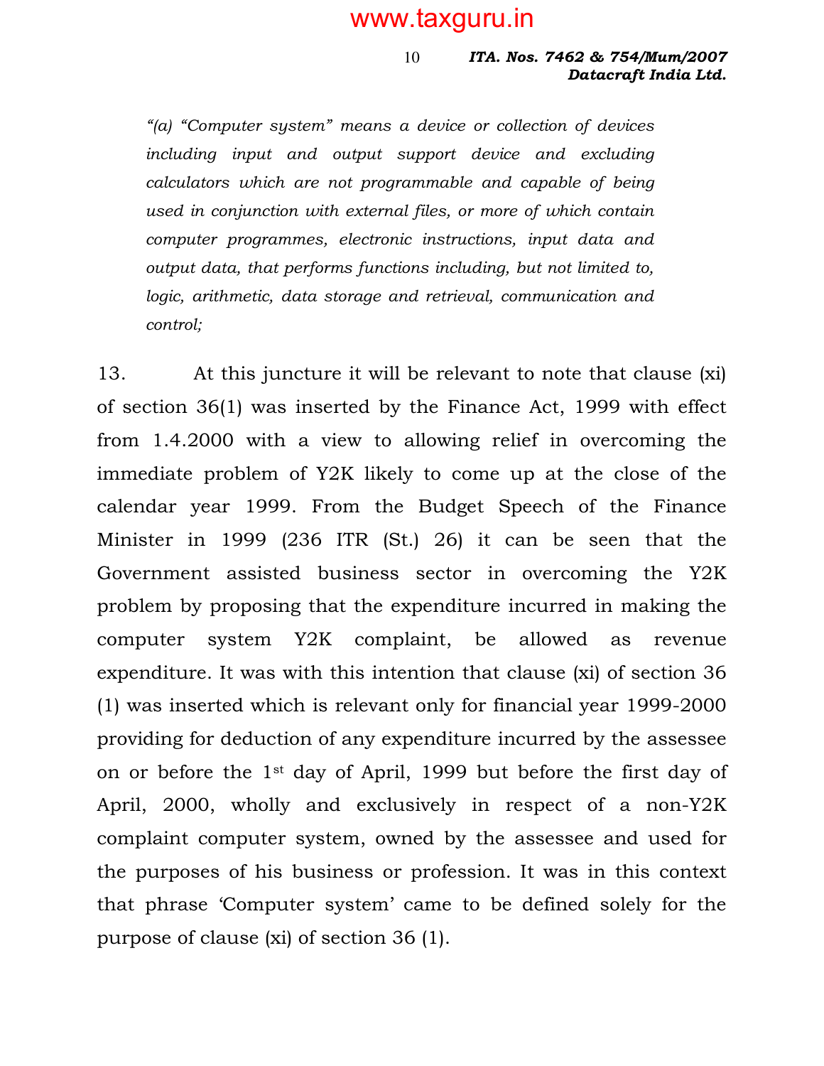*"(a) "Computer system" means a device or collection of devices including input and output support device and excluding calculators which are not programmable and capable of being used in conjunction with external files, or more of which contain computer programmes, electronic instructions, input data and output data, that performs functions including, but not limited to, logic, arithmetic, data storage and retrieval, communication and control;*

13. At this juncture it will be relevant to note that clause (xi) of section 36(1) was inserted by the Finance Act, 1999 with effect from 1.4.2000 with a view to allowing relief in overcoming the immediate problem of Y2K likely to come up at the close of the calendar year 1999. From the Budget Speech of the Finance Minister in 1999 (236 ITR (St.) 26) it can be seen that the Government assisted business sector in overcoming the Y2K problem by proposing that the expenditure incurred in making the computer system Y2K complaint, be allowed as revenue expenditure. It was with this intention that clause (xi) of section 36 (1) was inserted which is relevant only for financial year 1999-2000 providing for deduction of any expenditure incurred by the assessee on or before the 1st day of April, 1999 but before the first day of April, 2000, wholly and exclusively in respect of a non-Y2K complaint computer system, owned by the assessee and used for the purposes of his business or profession. It was in this context that phrase 'Computer system' came to be defined solely for the purpose of clause (xi) of section 36 (1).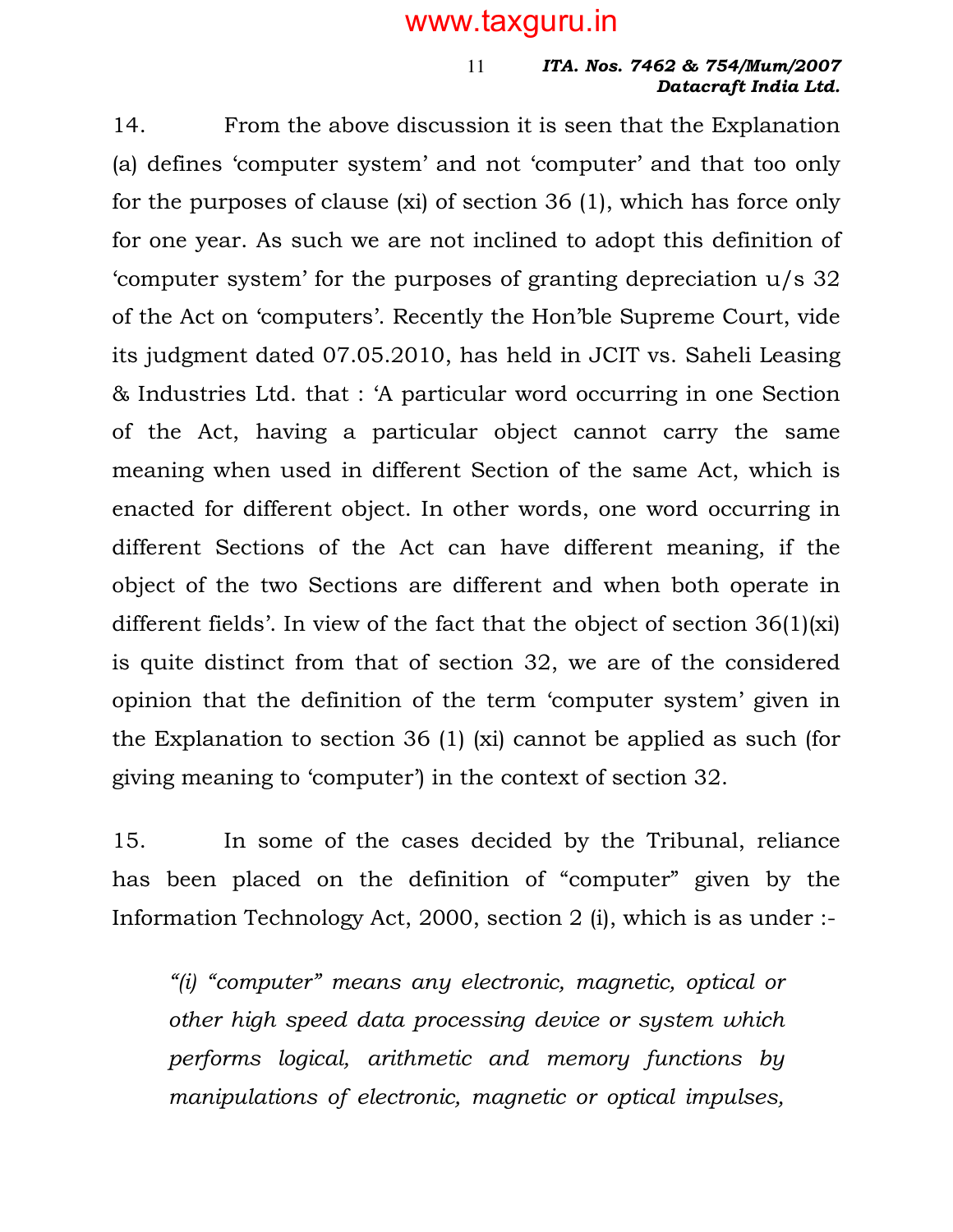14. From the above discussion it is seen that the Explanation (a) defines 'computer system' and not 'computer' and that too only for the purposes of clause (xi) of section 36 (1), which has force only for one year. As such we are not inclined to adopt this definition of 'computer system' for the purposes of granting depreciation u/s 32 of the Act on 'computers'. Recently the Hon'ble Supreme Court, vide its judgment dated 07.05.2010, has held in JCIT vs. Saheli Leasing & Industries Ltd. that : 'A particular word occurring in one Section of the Act, having a particular object cannot carry the same meaning when used in different Section of the same Act, which is enacted for different object. In other words, one word occurring in different Sections of the Act can have different meaning, if the object of the two Sections are different and when both operate in different fields'. In view of the fact that the object of section 36(1)(xi) is quite distinct from that of section 32, we are of the considered opinion that the definition of the term 'computer system' given in the Explanation to section 36 (1) (xi) cannot be applied as such (for giving meaning to 'computer') in the context of section 32.

15. In some of the cases decided by the Tribunal, reliance has been placed on the definition of "computer" given by the Information Technology Act, 2000, section 2 (i), which is as under :-

> *"(i) "computer" means any electronic, magnetic, optical or other high speed data processing device or system which performs logical, arithmetic and memory functions by manipulations of electronic, magnetic or optical impulses,*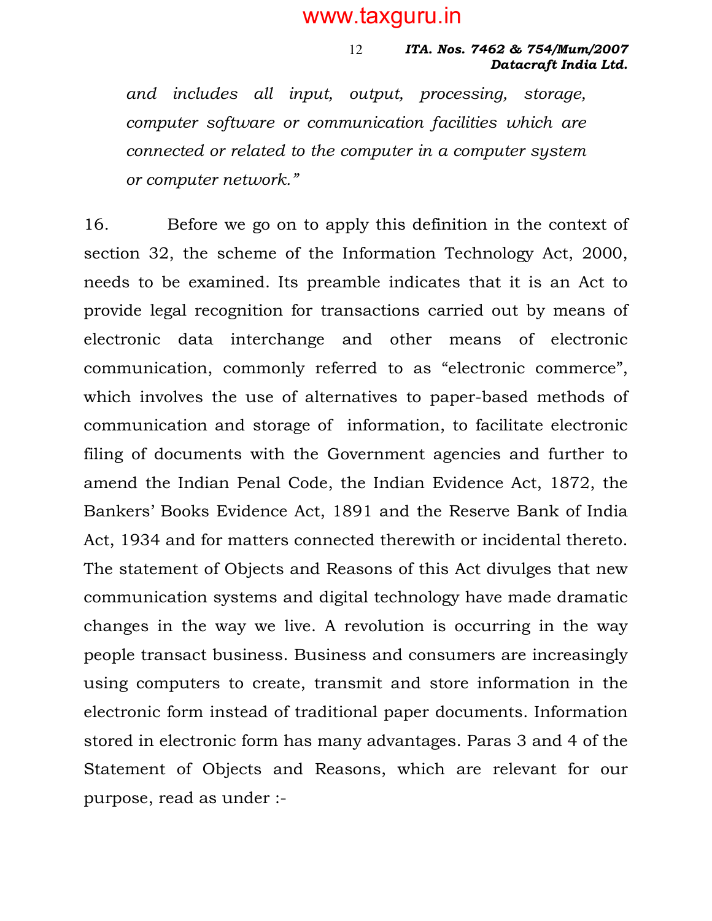*and includes all input, output, processing, storage, computer software or communication facilities which are connected or related to the computer in a computer system or computer network."*

16. Before we go on to apply this definition in the context of section 32, the scheme of the Information Technology Act, 2000, needs to be examined. Its preamble indicates that it is an Act to provide legal recognition for transactions carried out by means of electronic data interchange and other means of electronic communication, commonly referred to as "electronic commerce", which involves the use of alternatives to paper-based methods of communication and storage of information, to facilitate electronic filing of documents with the Government agencies and further to amend the Indian Penal Code, the Indian Evidence Act, 1872, the Bankers' Books Evidence Act, 1891 and the Reserve Bank of India Act, 1934 and for matters connected therewith or incidental thereto. The statement of Objects and Reasons of this Act divulges that new communication systems and digital technology have made dramatic changes in the way we live. A revolution is occurring in the way people transact business. Business and consumers are increasingly using computers to create, transmit and store information in the electronic form instead of traditional paper documents. Information stored in electronic form has many advantages. Paras 3 and 4 of the Statement of Objects and Reasons, which are relevant for our purpose, read as under :-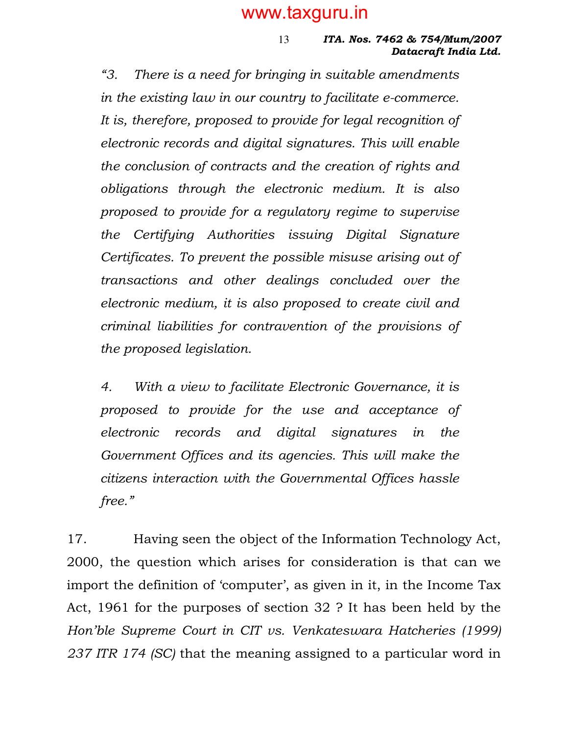*"3. There is a need for bringing in suitable amendments in the existing law in our country to facilitate e-commerce. It is, therefore, proposed to provide for legal recognition of electronic records and digital signatures. This will enable the conclusion of contracts and the creation of rights and obligations through the electronic medium. It is also proposed to provide for a regulatory regime to supervise the Certifying Authorities issuing Digital Signature Certificates. To prevent the possible misuse arising out of transactions and other dealings concluded over the electronic medium, it is also proposed to create civil and criminal liabilities for contravention of the provisions of the proposed legislation.*

*4. With a view to facilitate Electronic Governance, it is proposed to provide for the use and acceptance of electronic records and digital signatures in the Government Offices and its agencies. This will make the citizens interaction with the Governmental Offices hassle free."*

17. Having seen the object of the Information Technology Act, 2000, the question which arises for consideration is that can we import the definition of 'computer', as given in it, in the Income Tax Act, 1961 for the purposes of section 32 ? It has been held by the *Hon'ble Supreme Court in CIT vs. Venkateswara Hatcheries (1999) 237 ITR 174 (SC)* that the meaning assigned to a particular word in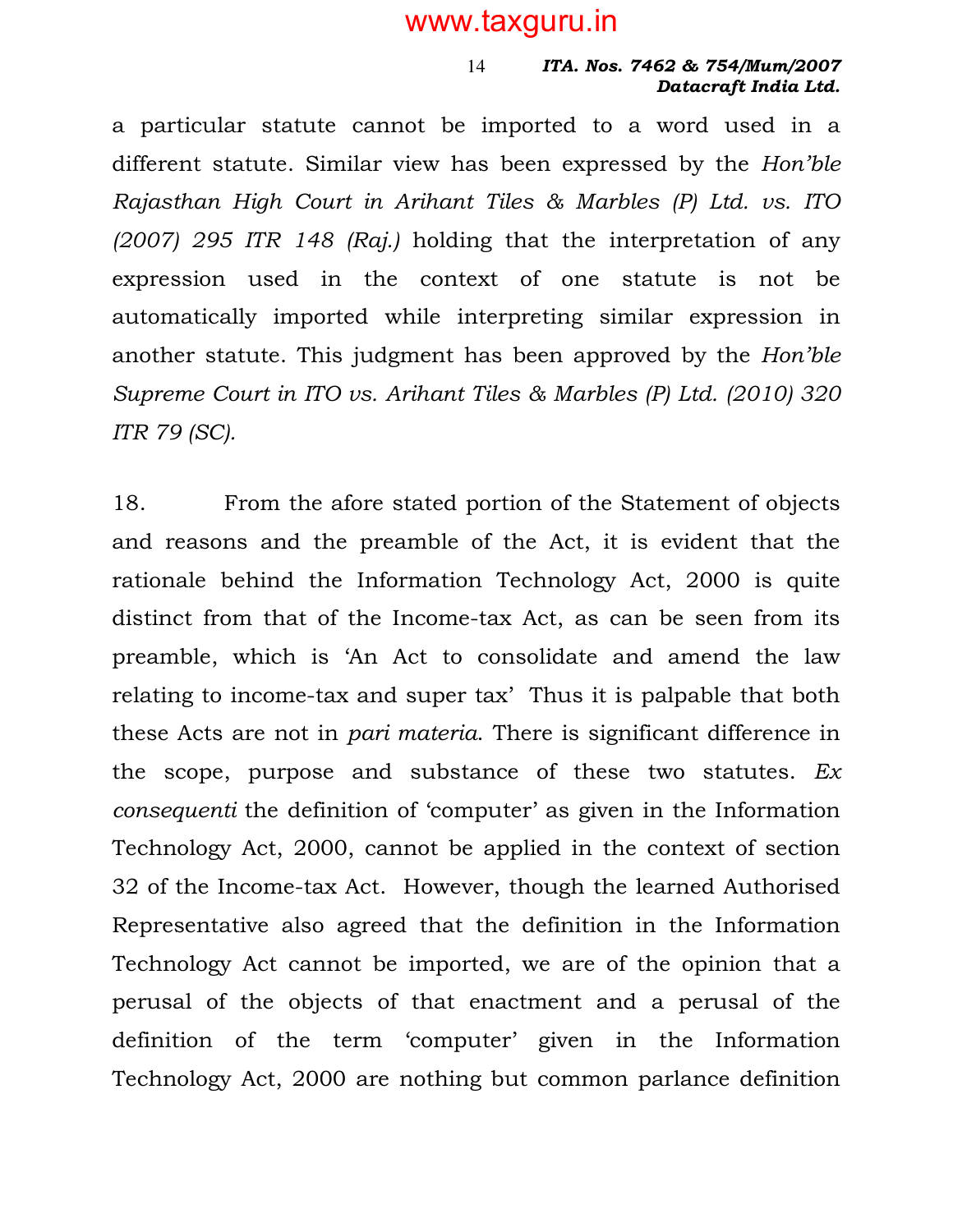a particular statute cannot be imported to a word used in a different statute. Similar view has been expressed by the *Hon'ble Rajasthan High Court in Arihant Tiles & Marbles (P) Ltd. vs. ITO (2007) 295 ITR 148 (Raj.)* holding that the interpretation of any expression used in the context of one statute is not be automatically imported while interpreting similar expression in another statute. This judgment has been approved by the *Hon'ble Supreme Court in ITO vs. Arihant Tiles & Marbles (P) Ltd. (2010) 320 ITR 79 (SC).*

18. From the afore stated portion of the Statement of objects and reasons and the preamble of the Act, it is evident that the rationale behind the Information Technology Act, 2000 is quite distinct from that of the Income-tax Act, as can be seen from its preamble, which is 'An Act to consolidate and amend the law relating to income-tax and super tax' Thus it is palpable that both these Acts are not in *pari materia*. There is significant difference in the scope, purpose and substance of these two statutes. *Ex consequenti* the definition of 'computer' as given in the Information Technology Act, 2000, cannot be applied in the context of section 32 of the Income-tax Act. However, though the learned Authorised Representative also agreed that the definition in the Information Technology Act cannot be imported, we are of the opinion that a perusal of the objects of that enactment and a perusal of the definition of the term 'computer' given in the Information Technology Act, 2000 are nothing but common parlance definition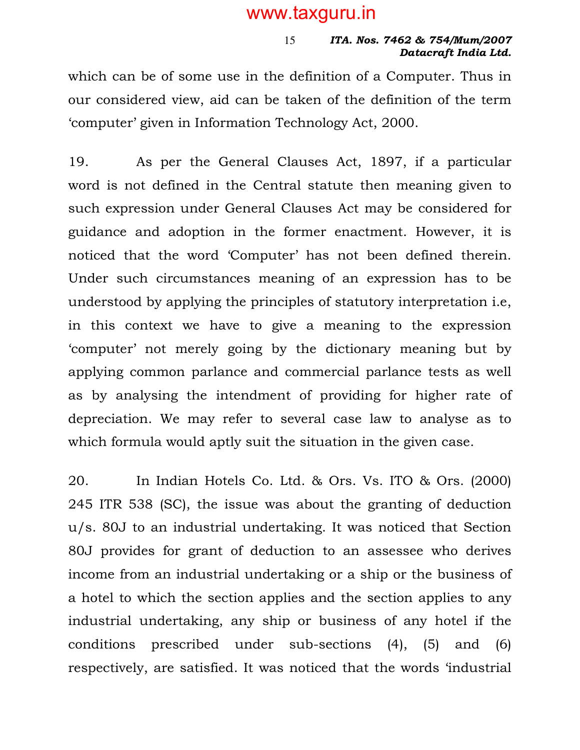which can be of some use in the definition of a Computer. Thus in our considered view, aid can be taken of the definition of the term 'computer' given in Information Technology Act, 2000.

19. As per the General Clauses Act, 1897, if a particular word is not defined in the Central statute then meaning given to such expression under General Clauses Act may be considered for guidance and adoption in the former enactment. However, it is noticed that the word 'Computer' has not been defined therein. Under such circumstances meaning of an expression has to be understood by applying the principles of statutory interpretation i.e, in this context we have to give a meaning to the expression 'computer' not merely going by the dictionary meaning but by applying common parlance and commercial parlance tests as well as by analysing the intendment of providing for higher rate of depreciation. We may refer to several case law to analyse as to which formula would aptly suit the situation in the given case.

20. In Indian Hotels Co. Ltd. & Ors. Vs. ITO & Ors. (2000) 245 ITR 538 (SC), the issue was about the granting of deduction u/s. 80J to an industrial undertaking. It was noticed that Section 80J provides for grant of deduction to an assessee who derives income from an industrial undertaking or a ship or the business of a hotel to which the section applies and the section applies to any industrial undertaking, any ship or business of any hotel if the conditions prescribed under sub-sections (4), (5) and (6) respectively, are satisfied. It was noticed that the words 'industrial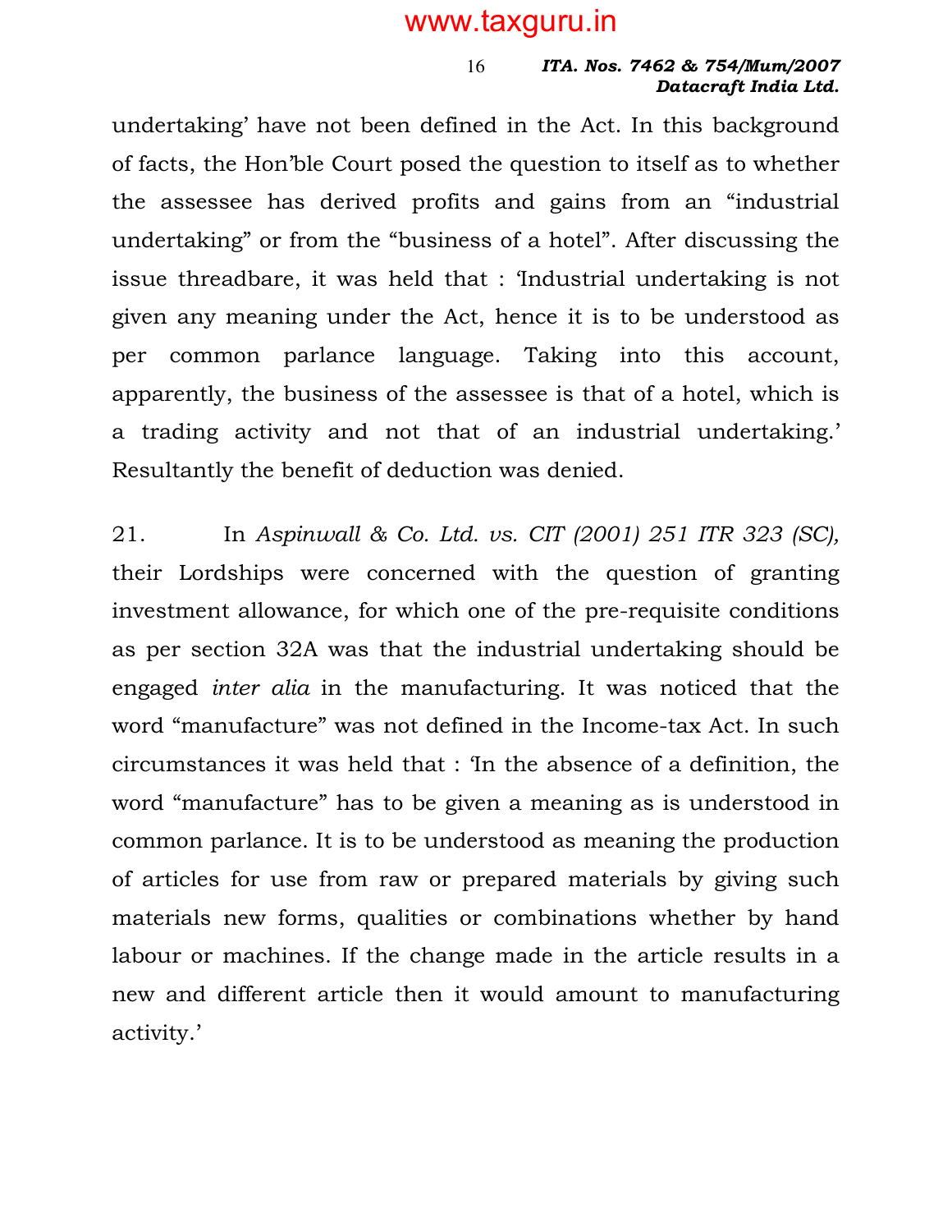undertaking' have not been defined in the Act. In this background of facts, the Hon'ble Court posed the question to itself as to whether the assessee has derived profits and gains from an "industrial undertaking" or from the "business of a hotel". After discussing the issue threadbare, it was held that : 'Industrial undertaking is not given any meaning under the Act, hence it is to be understood as per common parlance language. Taking into this account, apparently, the business of the assessee is that of a hotel, which is a trading activity and not that of an industrial undertaking.' Resultantly the benefit of deduction was denied.

21. In *Aspinwall & Co. Ltd. vs. CIT (2001) 251 ITR 323 (SC),* their Lordships were concerned with the question of granting investment allowance, for which one of the pre-requisite conditions as per section 32A was that the industrial undertaking should be engaged *inter alia* in the manufacturing. It was noticed that the word "manufacture" was not defined in the Income-tax Act. In such circumstances it was held that : 'In the absence of a definition, the word "manufacture" has to be given a meaning as is understood in common parlance. It is to be understood as meaning the production of articles for use from raw or prepared materials by giving such materials new forms, qualities or combinations whether by hand labour or machines. If the change made in the article results in a new and different article then it would amount to manufacturing activity.'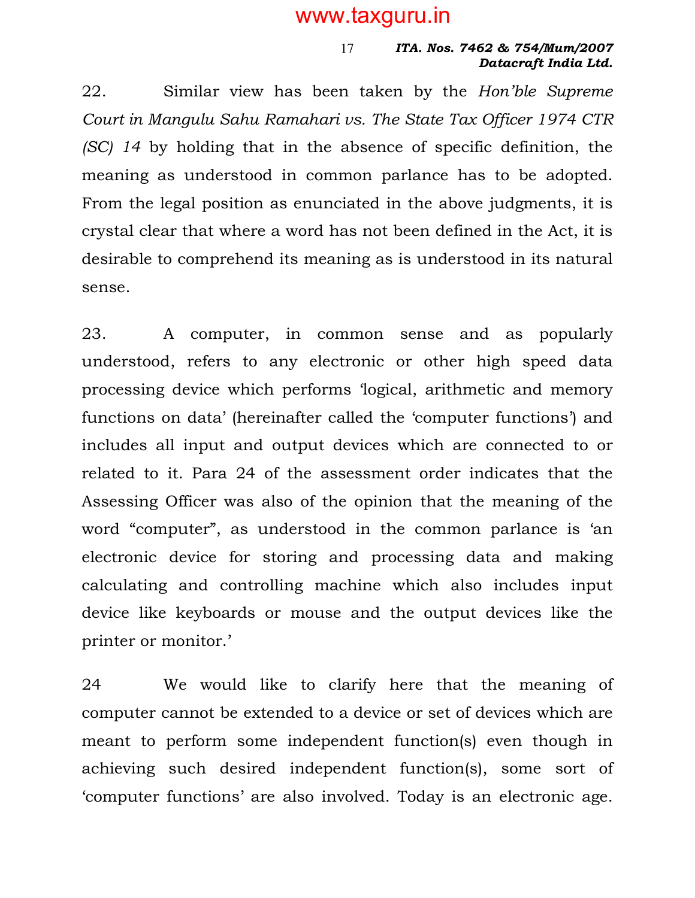22. Similar view has been taken by the *Hon'ble Supreme Court in Mangulu Sahu Ramahari vs. The State Tax Officer 1974 CTR (SC) 14* by holding that in the absence of specific definition, the meaning as understood in common parlance has to be adopted. From the legal position as enunciated in the above judgments, it is crystal clear that where a word has not been defined in the Act, it is desirable to comprehend its meaning as is understood in its natural sense.

23. A computer, in common sense and as popularly understood, refers to any electronic or other high speed data processing device which performs 'logical, arithmetic and memory functions on data' (hereinafter called the 'computer functions') and includes all input and output devices which are connected to or related to it. Para 24 of the assessment order indicates that the Assessing Officer was also of the opinion that the meaning of the word "computer", as understood in the common parlance is 'an electronic device for storing and processing data and making calculating and controlling machine which also includes input device like keyboards or mouse and the output devices like the printer or monitor.'

24 We would like to clarify here that the meaning of computer cannot be extended to a device or set of devices which are meant to perform some independent function(s) even though in achieving such desired independent function(s), some sort of 'computer functions' are also involved. Today is an electronic age.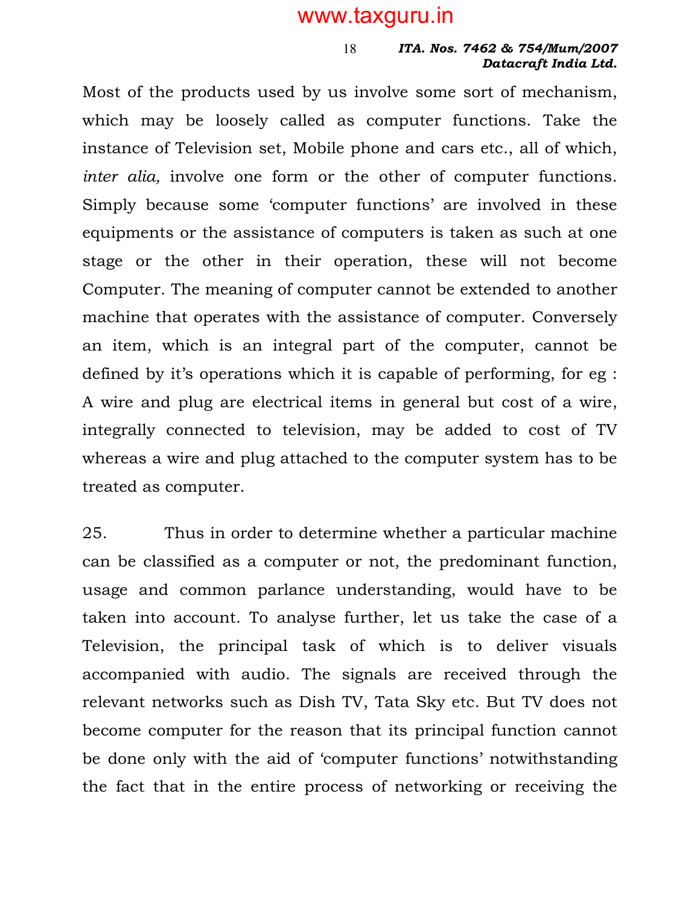Most of the products used by us involve some sort of mechanism, which may be loosely called as computer functions. Take the instance of Television set, Mobile phone and cars etc., all of which, *inter alia,* involve one form or the other of computer functions. Simply because some 'computer functions' are involved in these equipments or the assistance of computers is taken as such at one stage or the other in their operation, these will not become Computer. The meaning of computer cannot be extended to another machine that operates with the assistance of computer. Conversely an item, which is an integral part of the computer, cannot be defined by it's operations which it is capable of performing, for eg : A wire and plug are electrical items in general but cost of a wire, integrally connected to television, may be added to cost of TV whereas a wire and plug attached to the computer system has to be treated as computer.

25. Thus in order to determine whether a particular machine can be classified as a computer or not, the predominant function, usage and common parlance understanding, would have to be taken into account. To analyse further, let us take the case of a Television, the principal task of which is to deliver visuals accompanied with audio. The signals are received through the relevant networks such as Dish TV, Tata Sky etc. But TV does not become computer for the reason that its principal function cannot be done only with the aid of 'computer functions' notwithstanding the fact that in the entire process of networking or receiving the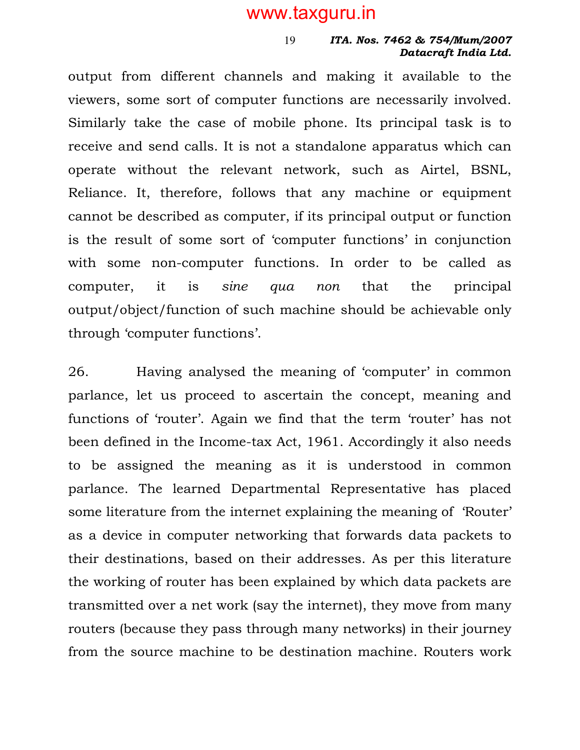output from different channels and making it available to the viewers, some sort of computer functions are necessarily involved. Similarly take the case of mobile phone. Its principal task is to receive and send calls. It is not a standalone apparatus which can operate without the relevant network, such as Airtel, BSNL, Reliance. It, therefore, follows that any machine or equipment cannot be described as computer, if its principal output or function is the result of some sort of 'computer functions' in conjunction with some non-computer functions. In order to be called as computer, it is *sine qua non* that the principal output/object/function of such machine should be achievable only through 'computer functions'.

26. Having analysed the meaning of 'computer' in common parlance, let us proceed to ascertain the concept, meaning and functions of 'router'. Again we find that the term 'router' has not been defined in the Income-tax Act, 1961. Accordingly it also needs to be assigned the meaning as it is understood in common parlance. The learned Departmental Representative has placed some literature from the internet explaining the meaning of 'Router' as a device in computer networking that forwards data packets to their destinations, based on their addresses. As per this literature the working of router has been explained by which data packets are transmitted over a net work (say the internet), they move from many routers (because they pass through many networks) in their journey from the source machine to be destination machine. Routers work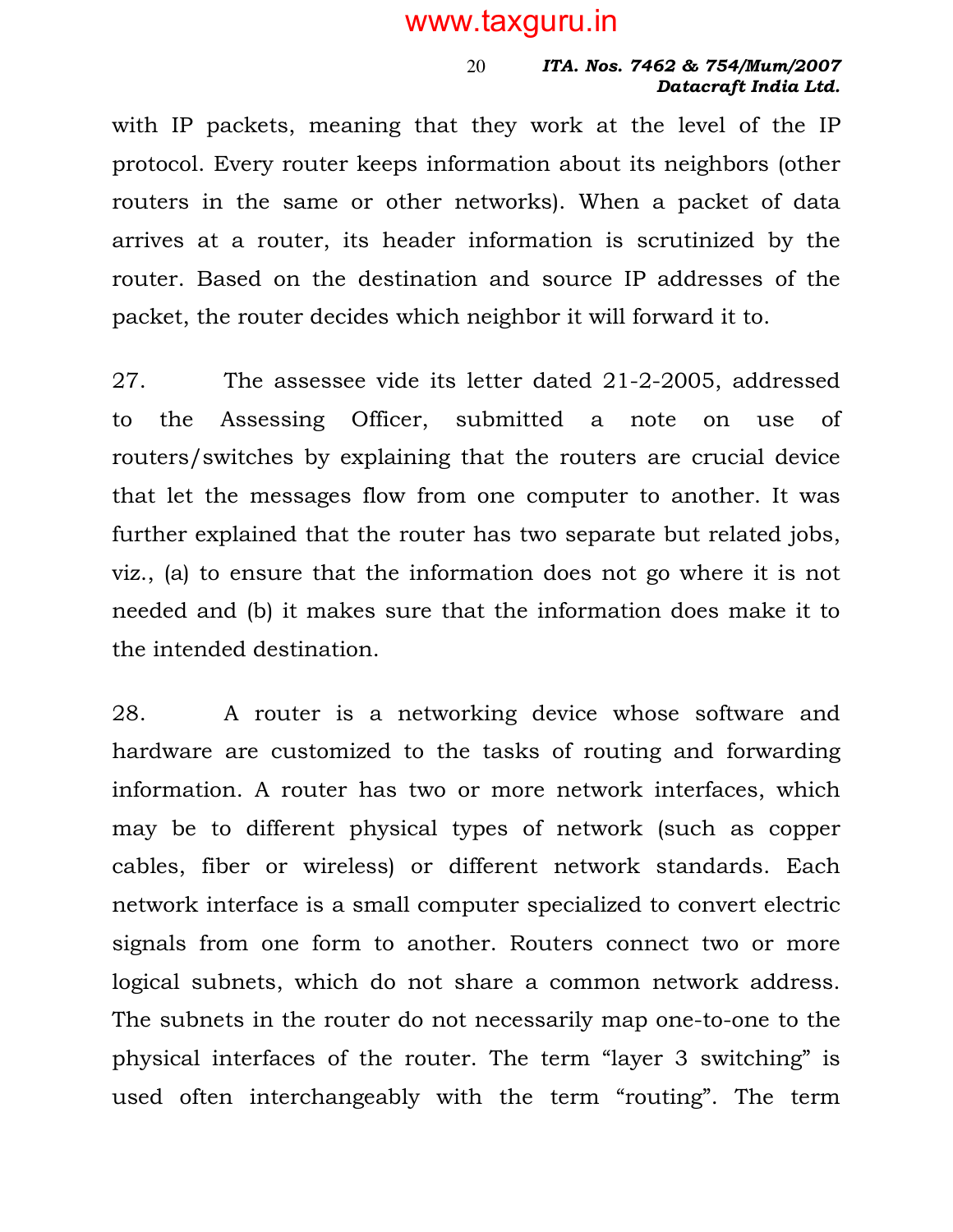with IP packets, meaning that they work at the level of the IP protocol. Every router keeps information about its neighbors (other routers in the same or other networks). When a packet of data arrives at a router, its header information is scrutinized by the router. Based on the destination and source IP addresses of the packet, the router decides which neighbor it will forward it to.

27. The assessee vide its letter dated 21-2-2005, addressed to the Assessing Officer, submitted a note on use of routers/switches by explaining that the routers are crucial device that let the messages flow from one computer to another. It was further explained that the router has two separate but related jobs, viz., (a) to ensure that the information does not go where it is not needed and (b) it makes sure that the information does make it to the intended destination.

28. A router is a networking device whose software and hardware are customized to the tasks of routing and forwarding information. A router has two or more network interfaces, which may be to different physical types of network (such as copper cables, fiber or wireless) or different network standards. Each network interface is a small computer specialized to convert electric signals from one form to another. Routers connect two or more logical subnets, which do not share a common network address. The subnets in the router do not necessarily map one-to-one to the physical interfaces of the router. The term "layer 3 switching" is used often interchangeably with the term "routing". The term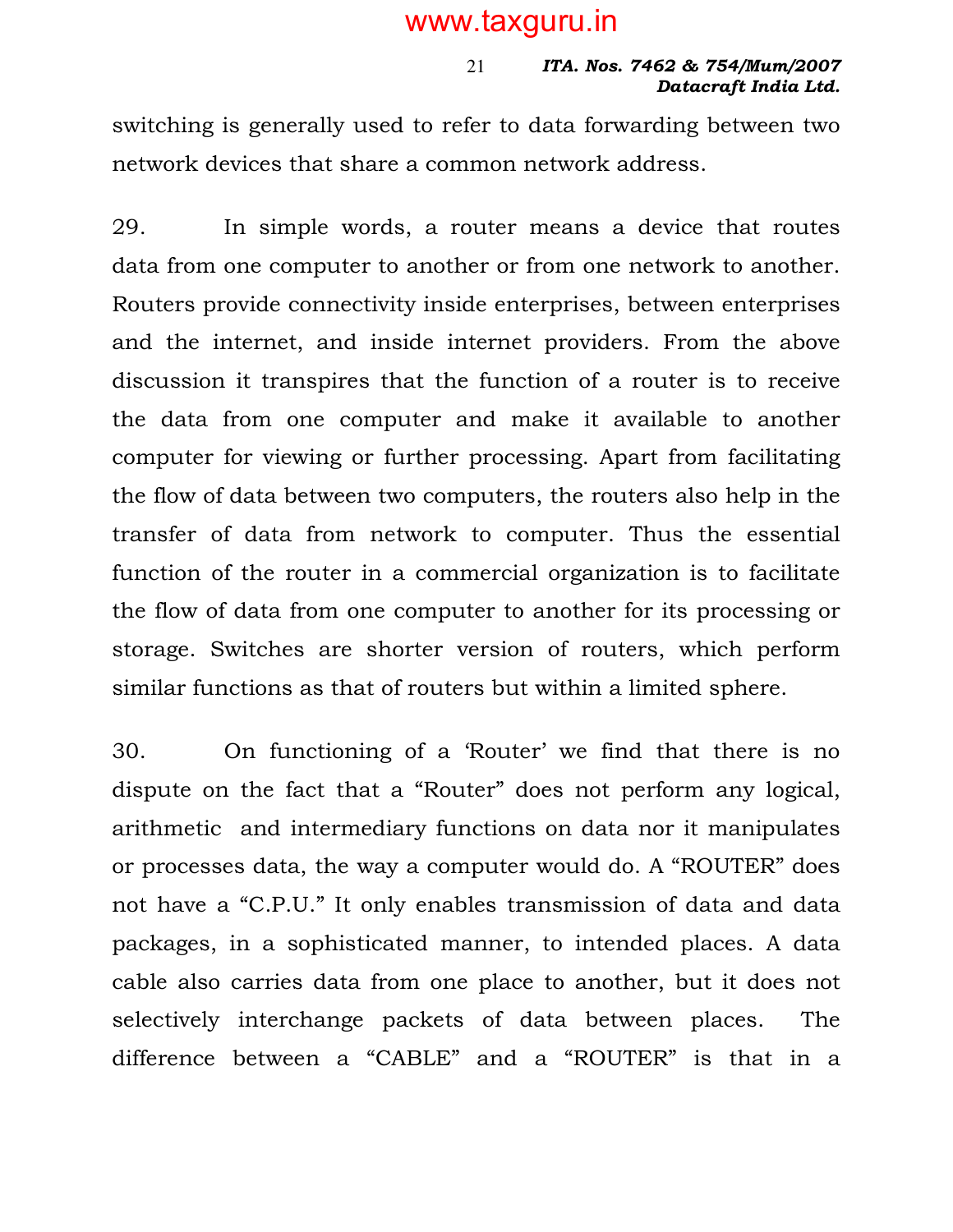switching is generally used to refer to data forwarding between two network devices that share a common network address.

29. In simple words, a router means a device that routes data from one computer to another or from one network to another. Routers provide connectivity inside enterprises, between enterprises and the internet, and inside internet providers. From the above discussion it transpires that the function of a router is to receive the data from one computer and make it available to another computer for viewing or further processing. Apart from facilitating the flow of data between two computers, the routers also help in the transfer of data from network to computer. Thus the essential function of the router in a commercial organization is to facilitate the flow of data from one computer to another for its processing or storage. Switches are shorter version of routers, which perform similar functions as that of routers but within a limited sphere.

30. On functioning of a 'Router' we find that there is no dispute on the fact that a "Router" does not perform any logical, arithmetic and intermediary functions on data nor it manipulates or processes data, the way a computer would do. A "ROUTER" does not have a "C.P.U." It only enables transmission of data and data packages, in a sophisticated manner, to intended places. A data cable also carries data from one place to another, but it does not selectively interchange packets of data between places. The difference between a "CABLE" and a "ROUTER" is that in a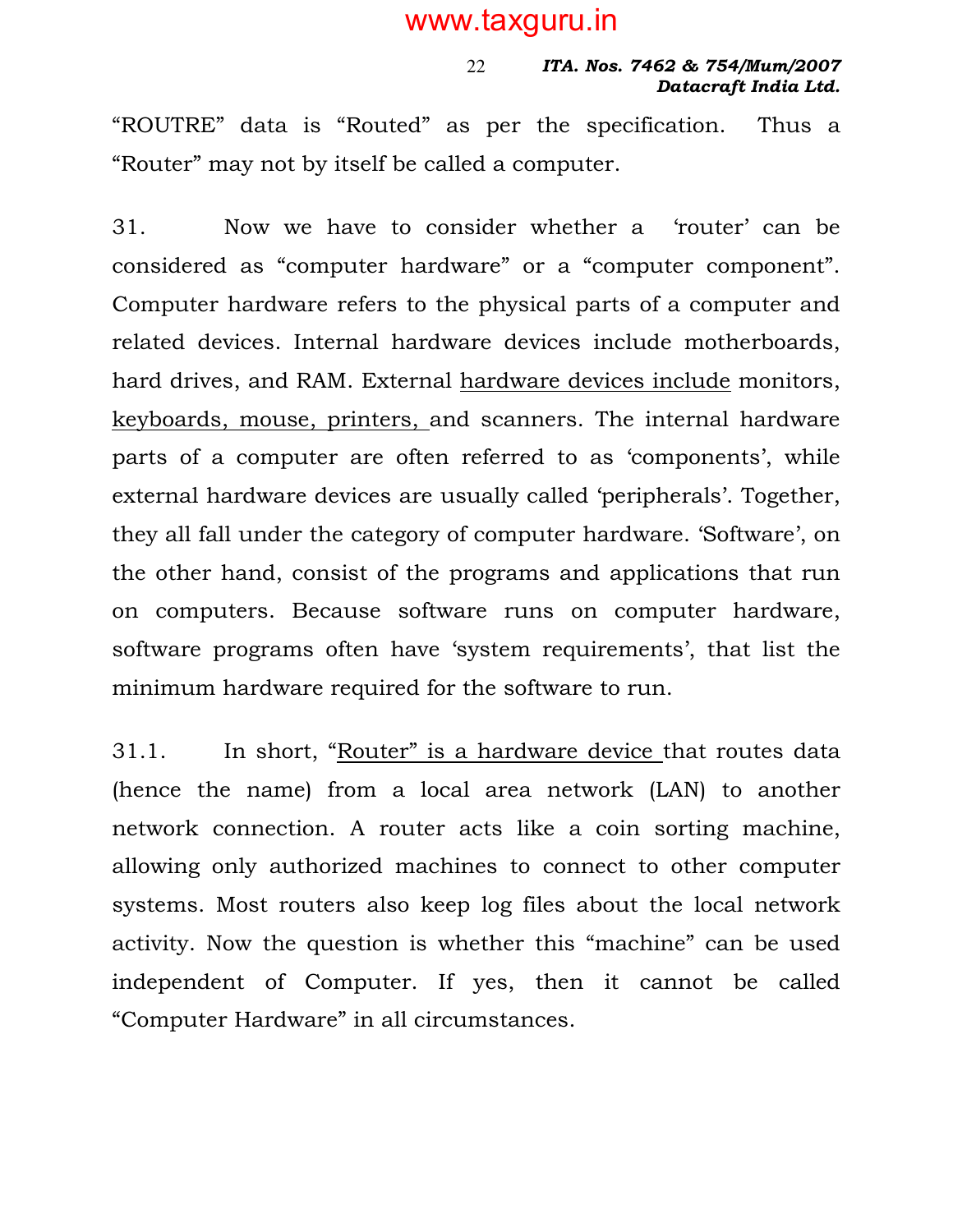"ROUTRE" data is "Routed" as per the specification. Thus a "Router" may not by itself be called a computer.

31. Now we have to consider whether a 'router' can be considered as "computer hardware" or a "computer component". Computer hardware refers to the physical parts of a computer and related devices. Internal hardware devices include motherboards, hard drives, and RAM. External <u>hardware devices include</u> monitors, <u>keyboards, mouse, printers,</u> and scanners. The internal hardware parts of a computer are often referred to as 'components', while external hardware devices are usually called 'peripherals'. Together, they all fall under the category of computer hardware. 'Software', on the other hand, consist of the programs and applications that run on computers. Because software runs on computer hardware, software programs often have 'system requirements', that list the minimum hardware required for the software to run.

31.1. In short, <u>"Router" is a hardware device</u> that routes data (hence the name) from a local area network (LAN) to another network connection. A router acts like a coin sorting machine, allowing only authorized machines to connect to other computer systems. Most routers also keep log files about the local network activity. Now the question is whether this "machine" can be used independent of Computer. If yes, then it cannot be called "Computer Hardware" in all circumstances.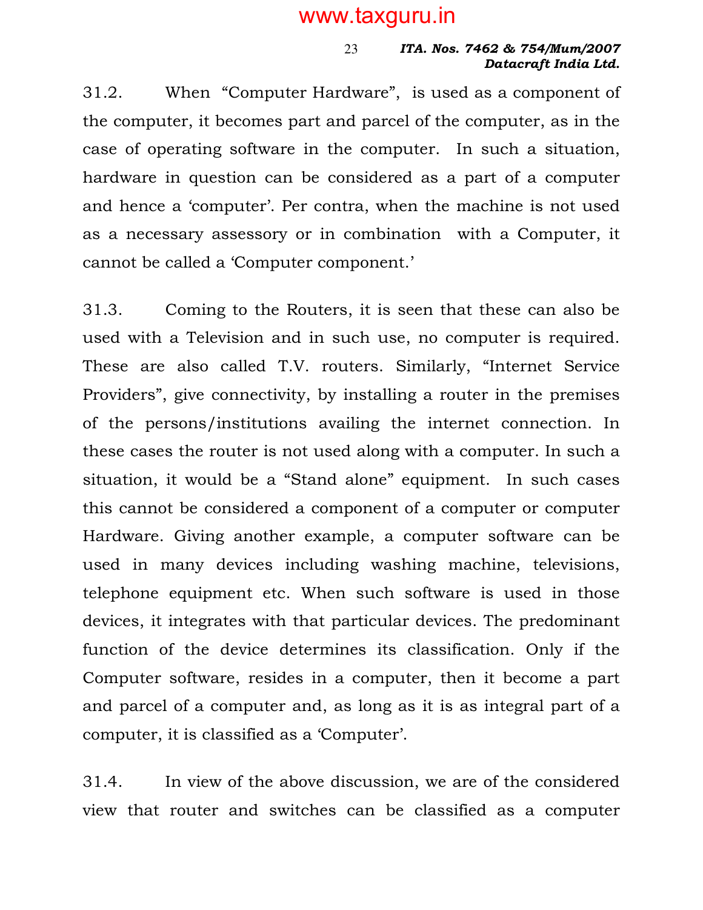31.2. When "Computer Hardware", is used as a component of the computer, it becomes part and parcel of the computer, as in the case of operating software in the computer. In such a situation, hardware in question can be considered as a part of a computer and hence a 'computer'. Per contra, when the machine is not used as a necessary assessory or in combination with a Computer, it cannot be called a 'Computer component.'

31.3. Coming to the Routers, it is seen that these can also be used with a Television and in such use, no computer is required. These are also called T.V. routers. Similarly, "Internet Service Providers", give connectivity, by installing a router in the premises of the persons/institutions availing the internet connection. In these cases the router is not used along with a computer. In such a situation, it would be a "Stand alone" equipment. In such cases this cannot be considered a component of a computer or computer Hardware. Giving another example, a computer software can be used in many devices including washing machine, televisions, telephone equipment etc. When such software is used in those devices, it integrates with that particular devices. The predominant function of the device determines its classification. Only if the Computer software, resides in a computer, then it become a part and parcel of a computer and, as long as it is as integral part of a computer, it is classified as a 'Computer'.

31.4. In view of the above discussion, we are of the considered view that router and switches can be classified as a computer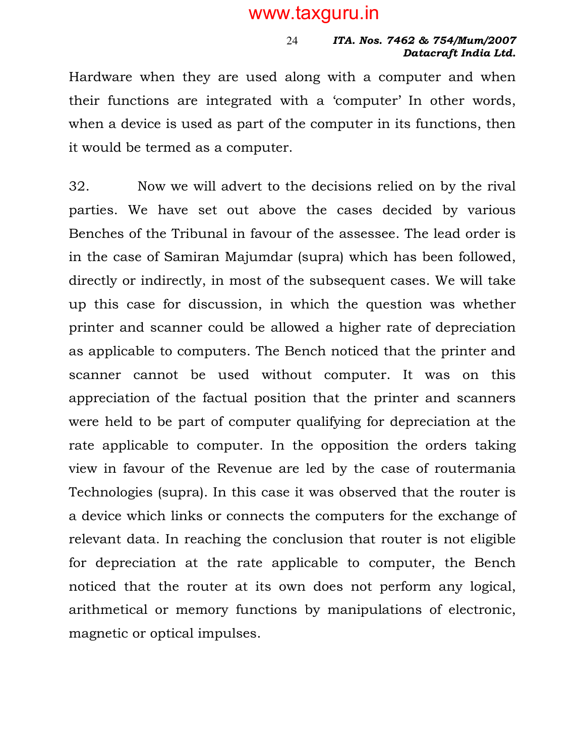Hardware when they are used along with a computer and when their functions are integrated with a 'computer' In other words, when a device is used as part of the computer in its functions, then it would be termed as a computer.

32. Now we will advert to the decisions relied on by the rival parties. We have set out above the cases decided by various Benches of the Tribunal in favour of the assessee. The lead order is in the case of Samiran Majumdar (supra) which has been followed, directly or indirectly, in most of the subsequent cases. We will take up this case for discussion, in which the question was whether printer and scanner could be allowed a higher rate of depreciation as applicable to computers. The Bench noticed that the printer and scanner cannot be used without computer. It was on this appreciation of the factual position that the printer and scanners were held to be part of computer qualifying for depreciation at the rate applicable to computer. In the opposition the orders taking view in favour of the Revenue are led by the case of routermania Technologies (supra). In this case it was observed that the router is a device which links or connects the computers for the exchange of relevant data. In reaching the conclusion that router is not eligible for depreciation at the rate applicable to computer, the Bench noticed that the router at its own does not perform any logical, arithmetical or memory functions by manipulations of electronic, magnetic or optical impulses.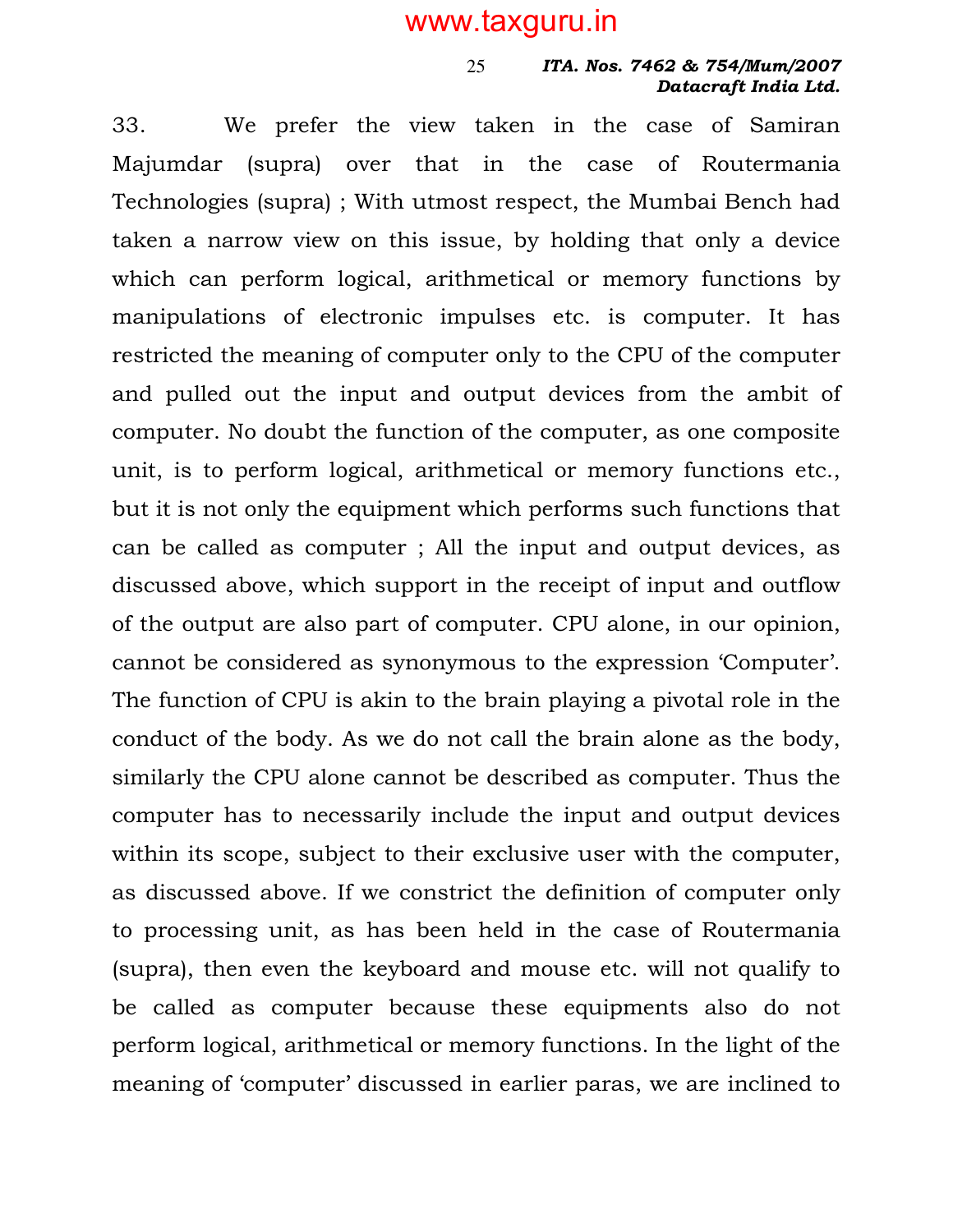33. We prefer the view taken in the case of Samiran Majumdar (supra) over that in the case of Routermania Technologies (supra) ; With utmost respect, the Mumbai Bench had taken a narrow view on this issue, by holding that only a device which can perform logical, arithmetical or memory functions by manipulations of electronic impulses etc. is computer. It has restricted the meaning of computer only to the CPU of the computer and pulled out the input and output devices from the ambit of computer. No doubt the function of the computer, as one composite unit, is to perform logical, arithmetical or memory functions etc., but it is not only the equipment which performs such functions that can be called as computer ; All the input and output devices, as discussed above, which support in the receipt of input and outflow of the output are also part of computer. CPU alone, in our opinion, cannot be considered as synonymous to the expression 'Computer'. The function of CPU is akin to the brain playing a pivotal role in the conduct of the body. As we do not call the brain alone as the body, similarly the CPU alone cannot be described as computer. Thus the computer has to necessarily include the input and output devices within its scope, subject to their exclusive user with the computer, as discussed above. If we constrict the definition of computer only to processing unit, as has been held in the case of Routermania (supra), then even the keyboard and mouse etc. will not qualify to be called as computer because these equipments also do not perform logical, arithmetical or memory functions. In the light of the meaning of 'computer' discussed in earlier paras, we are inclined to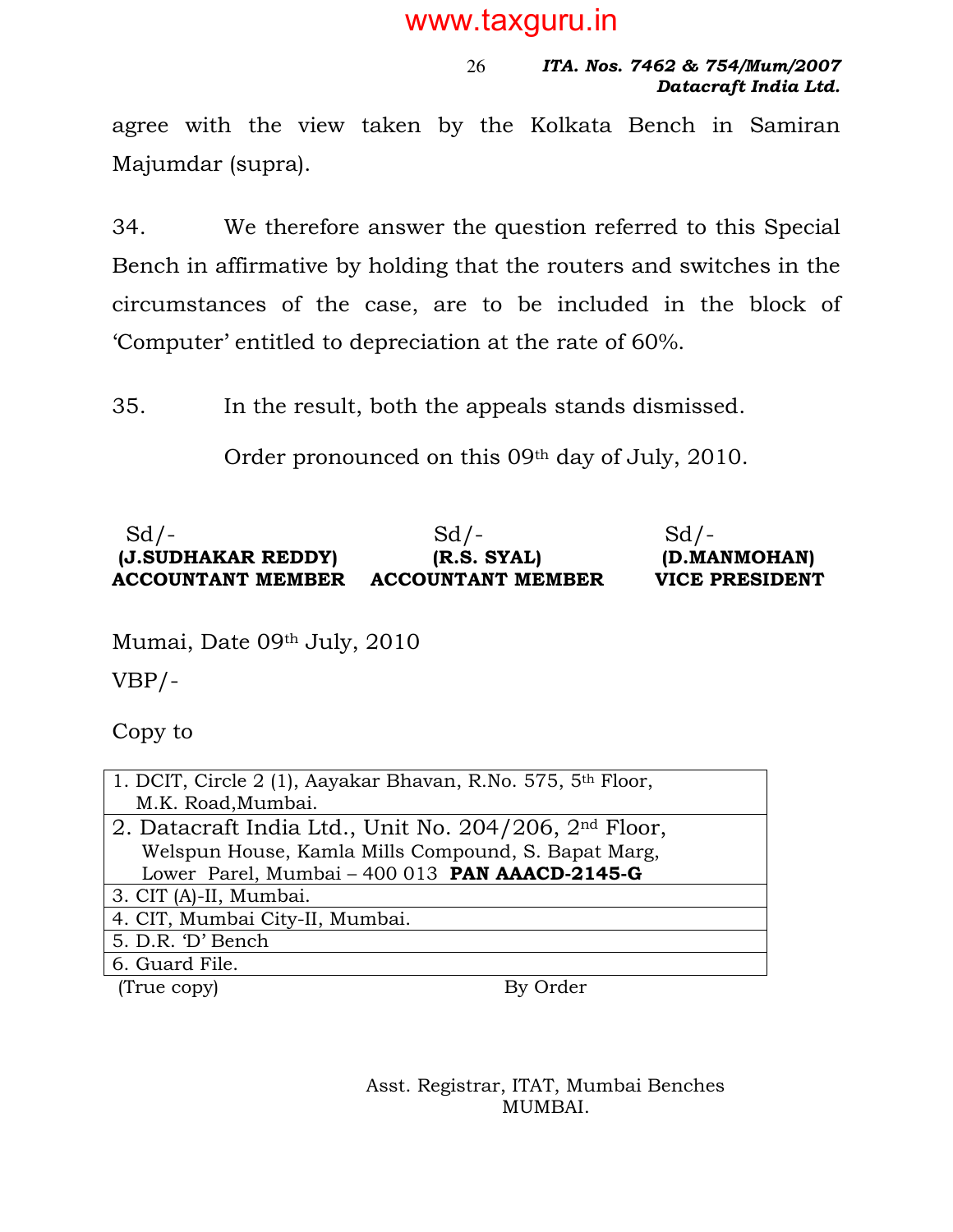agree with the view taken by the Kolkata Bench in Samiran Majumdar (supra).

34. We therefore answer the question referred to this Special Bench in affirmative by holding that the routers and switches in the circumstances of the case, are to be included in the block of 'Computer' entitled to depreciation at the rate of 60%.

35. In the result, both the appeals stands dismissed.

Order pronounced on this 09th day of July, 2010.

| | | |
|---|---|---|
| Sd/- | Sd/- | Sd/- |
| **(J.SUDHAKAR REDDY)** | **(R.S. SYAL)** | **(D.MANMOHAN)** |
| **ACCOUNTANT MEMBER** | **ACCOUNTANT MEMBER** | **VICE PRESIDENT** |

Mumai, Date 09th July, 2010

VBP/-

Copy to

| |
|---|
| 1. DCIT, Circle 2 (1), Aayakar Bhavan, R.No. 575, 5th Floor, M.K. Road,Mumbai. |
| 2. Datacraft India Ltd., Unit No. 204/206, 2nd Floor, Welspun House, Kamla Mills Compound, S. Bapat Marg, Lower Parel, Mumbai – 400 013 **PAN AAACD-2145-G** |
| 3. CIT (A)-II, Mumbai. |
| 4. CIT, Mumbai City-II, Mumbai. |
| 5. D.R. 'D' Bench |
| 6. Guard File. |

(True copy) By Order

Asst. Registrar, ITAT, Mumbai Benches
MUMBAI.